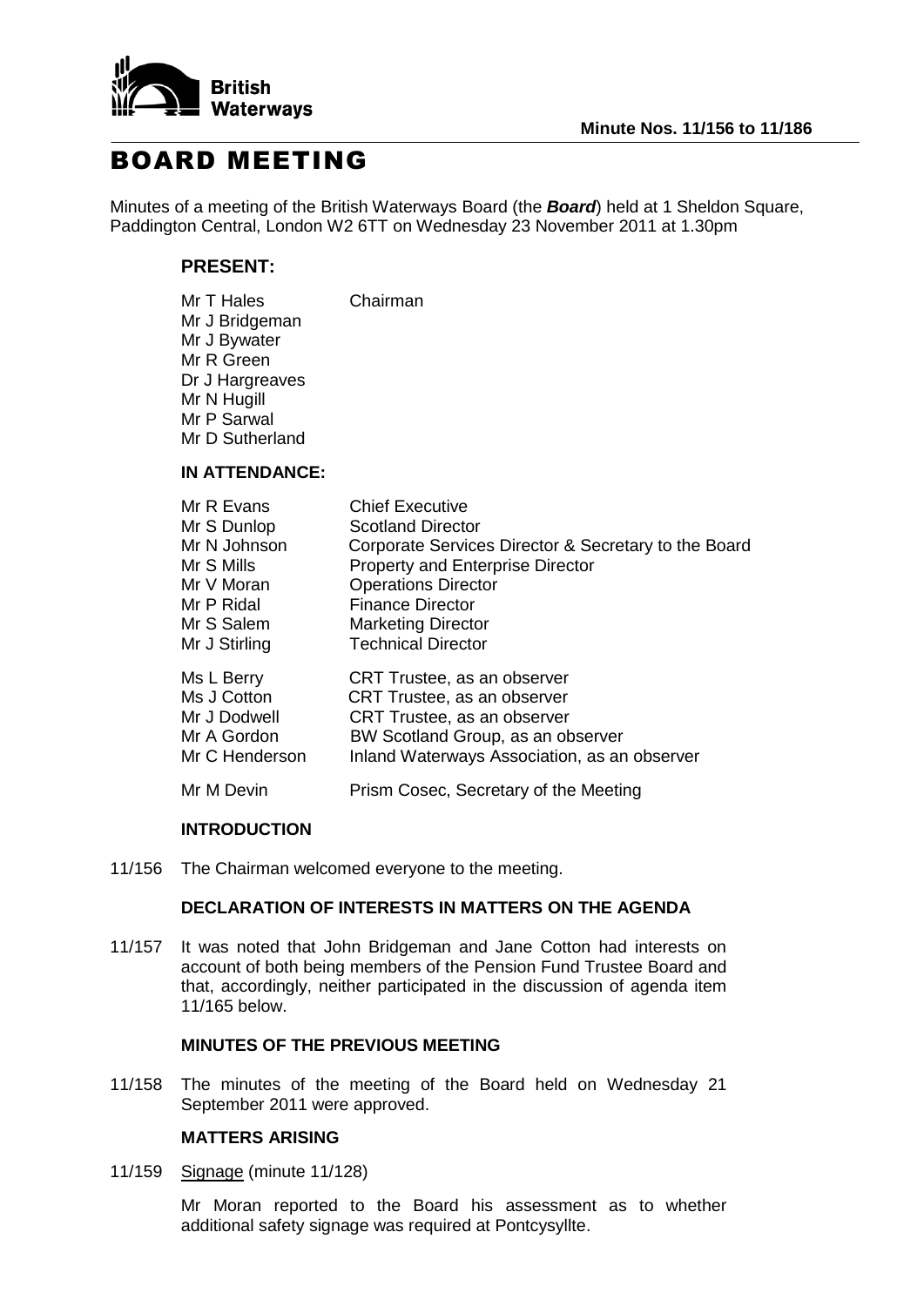**Minute Nos. 11/156 to 11/186**

# BOARD MEETING

Minutes of a meeting of the British Waterways Board (the ***Board***) held at 1 Sheldon Square, Paddington Central, London W2 6TT on Wednesday 23 November 2011 at 1.30pm

## PRESENT:

| | |
|---|---|
| Mr T Hales | Chairman |
| Mr J Bridgeman | |
| Mr J Bywater | |
| Mr R Green | |
| Dr J Hargreaves | |
| Mr N Hugill | |
| Mr P Sarwal | |
| Mr D Sutherland | |

## IN ATTENDANCE:

| | |
|---|---|
| Mr R Evans | Chief Executive |
| Mr S Dunlop | Scotland Director |
| Mr N Johnson | Corporate Services Director & Secretary to the Board |
| Mr S Mills | Property and Enterprise Director |
| Mr V Moran | Operations Director |
| Mr P Ridal | Finance Director |
| Mr S Salem | Marketing Director |
| Mr J Stirling | Technical Director |
| Ms L Berry | CRT Trustee, as an observer |
| Ms J Cotton | CRT Trustee, as an observer |
| Mr J Dodwell | CRT Trustee, as an observer |
| Mr A Gordon | BW Scotland Group, as an observer |
| Mr C Henderson | Inland Waterways Association, as an observer |
| Mr M Devin | Prism Cosec, Secretary of the Meeting |

### INTRODUCTION

11/156 The Chairman welcomed everyone to the meeting.

### DECLARATION OF INTERESTS IN MATTERS ON THE AGENDA

11/157 It was noted that John Bridgeman and Jane Cotton had interests on account of both being members of the Pension Fund Trustee Board and that, accordingly, neither participated in the discussion of agenda item 11/165 below.

### MINUTES OF THE PREVIOUS MEETING

11/158 The minutes of the meeting of the Board held on Wednesday 21 September 2011 were approved.

### MATTERS ARISING

11/159 Signage (minute 11/128)

Mr Moran reported to the Board his assessment as to whether additional safety signage was required at Pontcysyllte.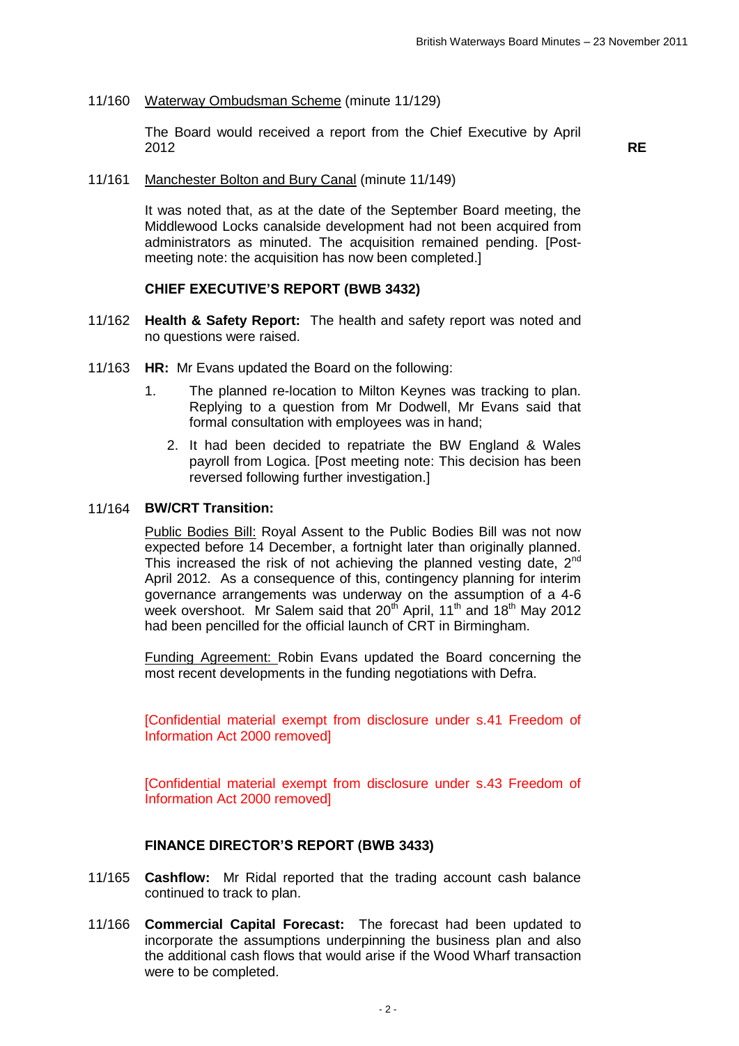11/160 Waterway Ombudsman Scheme (minute 11/129)

The Board would received a report from the Chief Executive by April 2012 **RE**

11/161 Manchester Bolton and Bury Canal (minute 11/149)

It was noted that, as at the date of the September Board meeting, the Middlewood Locks canalside development had not been acquired from administrators as minuted. The acquisition remained pending. [Post-meeting note: the acquisition has now been completed.]

**CHIEF EXECUTIVE'S REPORT (BWB 3432)**

11/162 **Health & Safety Report:** The health and safety report was noted and no questions were raised.

11/163 **HR:** Mr Evans updated the Board on the following:

1. The planned re-location to Milton Keynes was tracking to plan. Replying to a question from Mr Dodwell, Mr Evans said that formal consultation with employees was in hand;
2. It had been decided to repatriate the BW England & Wales payroll from Logica. [Post meeting note: This decision has been reversed following further investigation.]

11/164 **BW/CRT Transition:**

Public Bodies Bill: Royal Assent to the Public Bodies Bill was not now expected before 14 December, a fortnight later than originally planned. This increased the risk of not achieving the planned vesting date, 2nd April 2012. As a consequence of this, contingency planning for interim governance arrangements was underway on the assumption of a 4-6 week overshoot. Mr Salem said that 20th April, 11th and 18th May 2012 had been pencilled for the official launch of CRT in Birmingham.

Funding Agreement: Robin Evans updated the Board concerning the most recent developments in the funding negotiations with Defra.

[Confidential material exempt from disclosure under s.41 Freedom of Information Act 2000 removed]

[Confidential material exempt from disclosure under s.43 Freedom of Information Act 2000 removed]

**FINANCE DIRECTOR'S REPORT (BWB 3433)**

11/165 **Cashflow:** Mr Ridal reported that the trading account cash balance continued to track to plan.

11/166 **Commercial Capital Forecast:** The forecast had been updated to incorporate the assumptions underpinning the business plan and also the additional cash flows that would arise if the Wood Wharf transaction were to be completed.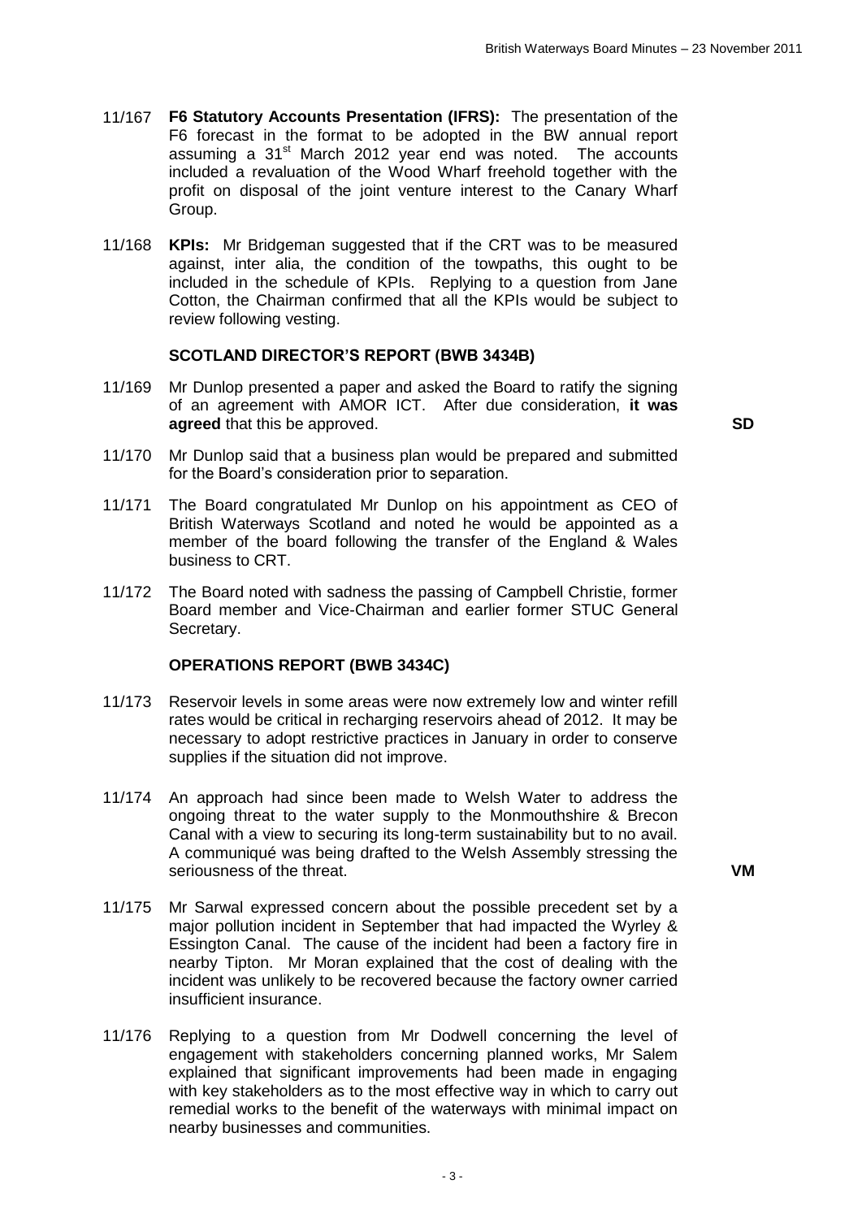11/167 **F6 Statutory Accounts Presentation (IFRS):** The presentation of the F6 forecast in the format to be adopted in the BW annual report assuming a 31st March 2012 year end was noted. The accounts included a revaluation of the Wood Wharf freehold together with the profit on disposal of the joint venture interest to the Canary Wharf Group.

11/168 **KPIs:** Mr Bridgeman suggested that if the CRT was to be measured against, inter alia, the condition of the towpaths, this ought to be included in the schedule of KPIs. Replying to a question from Jane Cotton, the Chairman confirmed that all the KPIs would be subject to review following vesting.

**SCOTLAND DIRECTOR'S REPORT (BWB 3434B)**

11/169 Mr Dunlop presented a paper and asked the Board to ratify the signing of an agreement with AMOR ICT. After due consideration, **it was agreed** that this be approved. **SD**

11/170 Mr Dunlop said that a business plan would be prepared and submitted for the Board's consideration prior to separation.

11/171 The Board congratulated Mr Dunlop on his appointment as CEO of British Waterways Scotland and noted he would be appointed as a member of the board following the transfer of the England & Wales business to CRT.

11/172 The Board noted with sadness the passing of Campbell Christie, former Board member and Vice-Chairman and earlier former STUC General Secretary.

**OPERATIONS REPORT (BWB 3434C)**

11/173 Reservoir levels in some areas were now extremely low and winter refill rates would be critical in recharging reservoirs ahead of 2012. It may be necessary to adopt restrictive practices in January in order to conserve supplies if the situation did not improve.

11/174 An approach had since been made to Welsh Water to address the ongoing threat to the water supply to the Monmouthshire & Brecon Canal with a view to securing its long-term sustainability but to no avail. A communiqué was being drafted to the Welsh Assembly stressing the seriousness of the threat. **VM**

11/175 Mr Sarwal expressed concern about the possible precedent set by a major pollution incident in September that had impacted the Wyrley & Essington Canal. The cause of the incident had been a factory fire in nearby Tipton. Mr Moran explained that the cost of dealing with the incident was unlikely to be recovered because the factory owner carried insufficient insurance.

11/176 Replying to a question from Mr Dodwell concerning the level of engagement with stakeholders concerning planned works, Mr Salem explained that significant improvements had been made in engaging with key stakeholders as to the most effective way in which to carry out remedial works to the benefit of the waterways with minimal impact on nearby businesses and communities.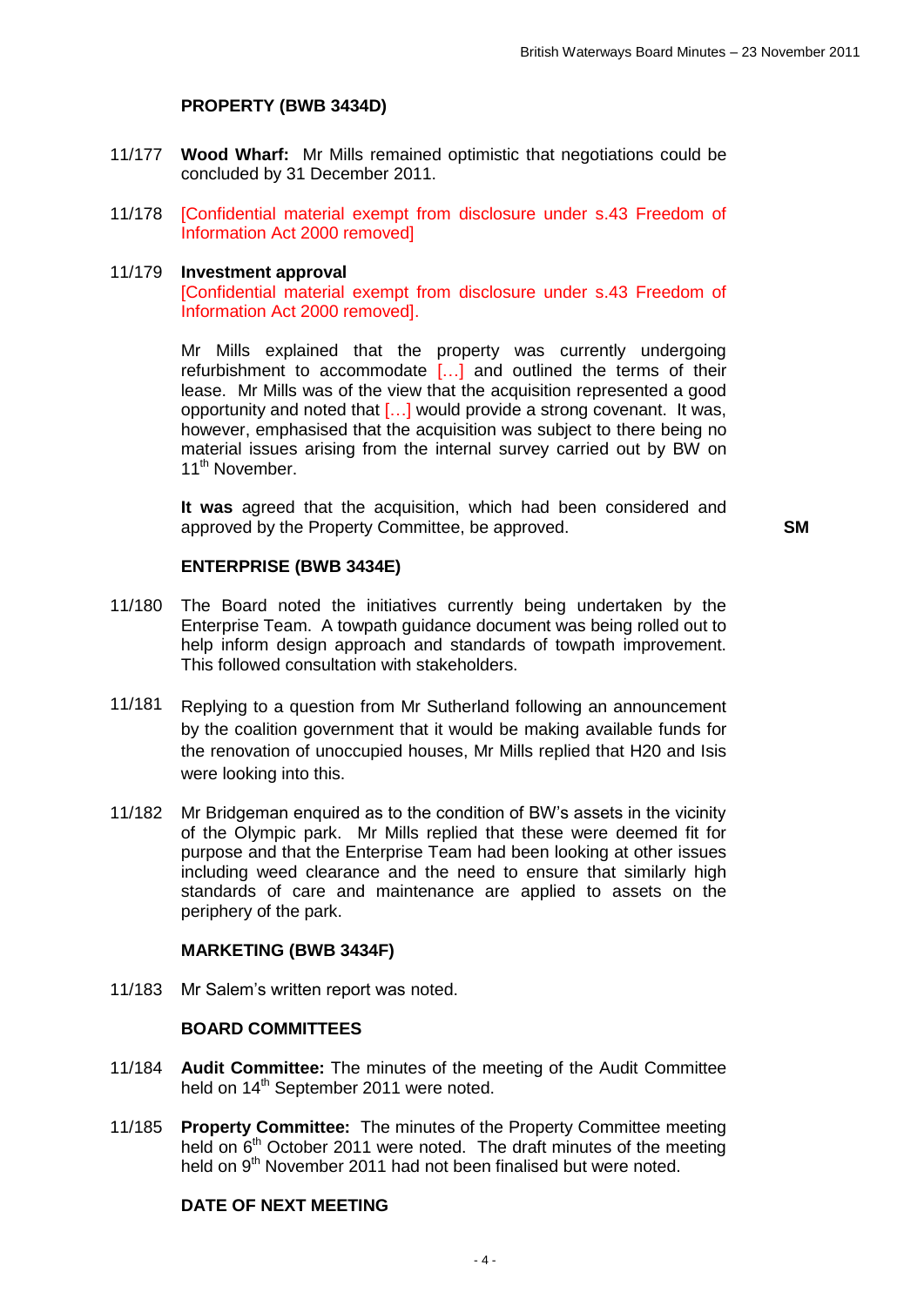### PROPERTY (BWB 3434D)

11/177 **Wood Wharf:** Mr Mills remained optimistic that negotiations could be concluded by 31 December 2011.

11/178 [Confidential material exempt from disclosure under s.43 Freedom of Information Act 2000 removed]

11/179 **Investment approval**

[Confidential material exempt from disclosure under s.43 Freedom of Information Act 2000 removed].

Mr Mills explained that the property was currently undergoing refurbishment to accommodate […] and outlined the terms of their lease. Mr Mills was of the view that the acquisition represented a good opportunity and noted that […] would provide a strong covenant. It was, however, emphasised that the acquisition was subject to there being no material issues arising from the internal survey carried out by BW on 11th November.

**It was** agreed that the acquisition, which had been considered and approved by the Property Committee, be approved. **SM**

### ENTERPRISE (BWB 3434E)

11/180 The Board noted the initiatives currently being undertaken by the Enterprise Team. A towpath guidance document was being rolled out to help inform design approach and standards of towpath improvement. This followed consultation with stakeholders.

11/181 Replying to a question from Mr Sutherland following an announcement by the coalition government that it would be making available funds for the renovation of unoccupied houses, Mr Mills replied that H20 and Isis were looking into this.

11/182 Mr Bridgeman enquired as to the condition of BW's assets in the vicinity of the Olympic park. Mr Mills replied that these were deemed fit for purpose and that the Enterprise Team had been looking at other issues including weed clearance and the need to ensure that similarly high standards of care and maintenance are applied to assets on the periphery of the park.

### MARKETING (BWB 3434F)

11/183 Mr Salem's written report was noted.

### BOARD COMMITTEES

11/184 **Audit Committee:** The minutes of the meeting of the Audit Committee held on 14th September 2011 were noted.

11/185 **Property Committee:** The minutes of the Property Committee meeting held on 6th October 2011 were noted. The draft minutes of the meeting held on 9th November 2011 had not been finalised but were noted.

### DATE OF NEXT MEETING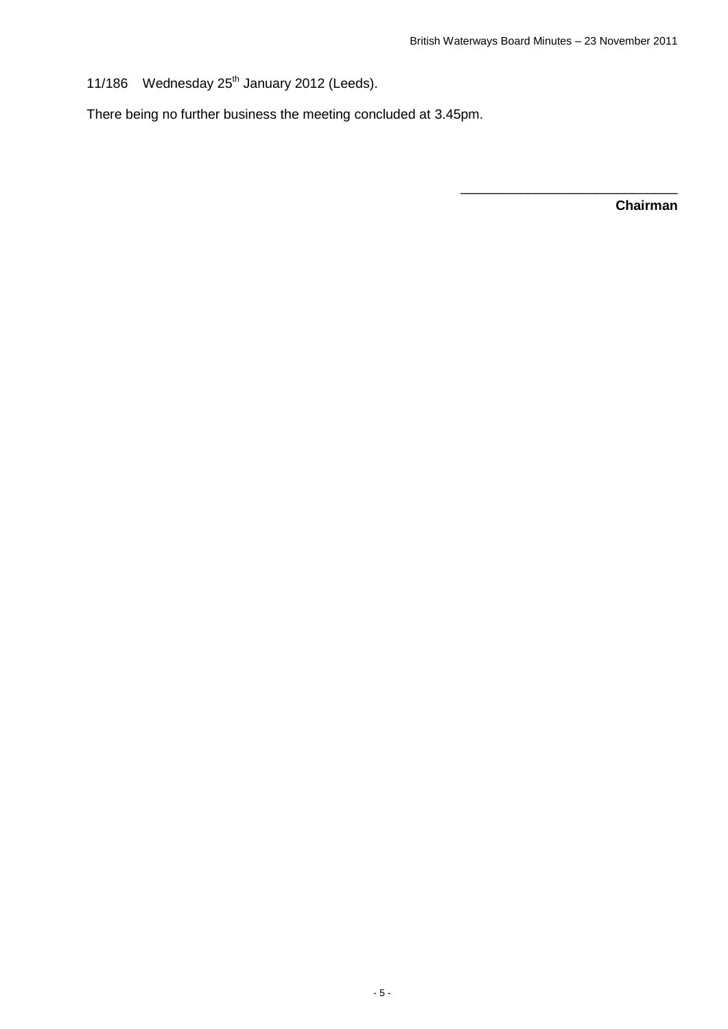11/186 Wednesday 25th January 2012 (Leeds).

There being no further business the meeting concluded at 3.45pm.

\_\_\_\_\_\_\_\_\_\_\_\_\_\_\_\_\_\_\_\_\_\_\_\_\_\_\_\_\_\_

**Chairman**